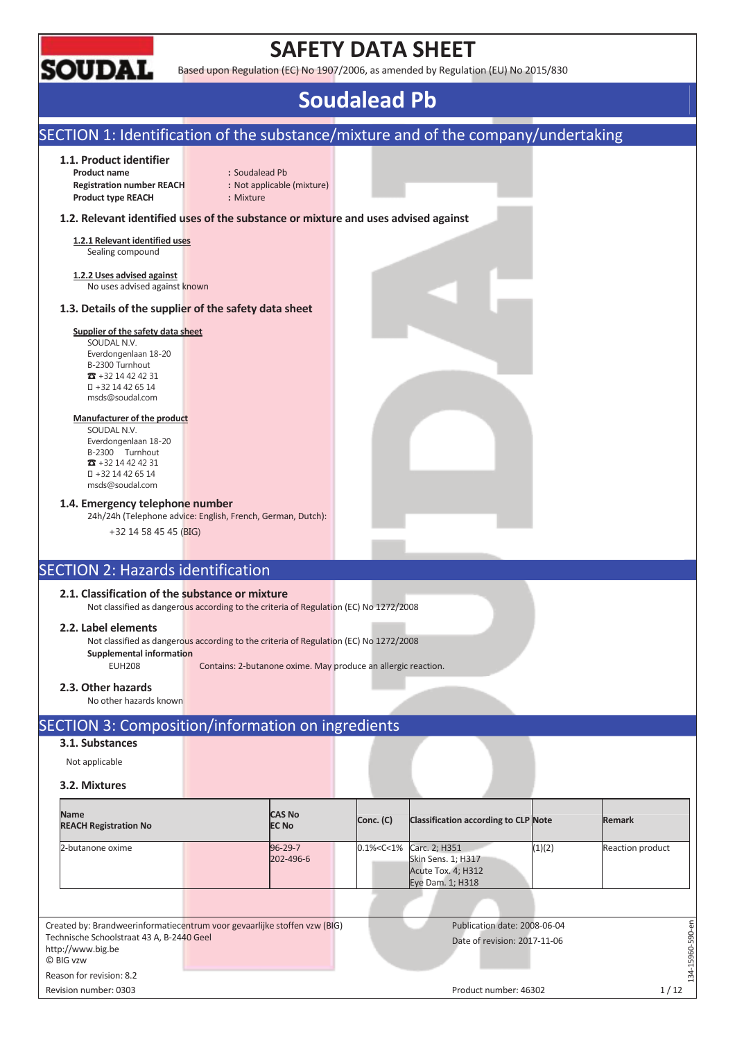# SAFETY DATA SHEET

Based upon Regulation (EC) No 1907/2006, as amended by Regulation (EU) No 2015/830

# Soudalead Pb

## SECTION 1: Identification of the substance/mixture and of the company/undertaking

### 1.1. Product identifier

**Product name** : Soudalead Pb
**Registration number REACH** : Not applicable (mixture)
**Product type REACH** : Mixture

### 1.2. Relevant identified uses of the substance or mixture and uses advised against

**1.2.1 Relevant identified uses**
Sealing compound

**1.2.2 Uses advised against**
No uses advised against known

### 1.3. Details of the supplier of the safety data sheet

**Supplier of the safety data sheet**
SOUDAL N.V.
Everdongenlaan 18-20
B-2300 Turnhout
☎ +32 14 42 42 31
+32 14 42 65 14
msds@soudal.com

**Manufacturer of the product**
SOUDAL N.V.
Everdongenlaan 18-20
B-2300 Turnhout
☎ +32 14 42 42 31
+32 14 42 65 14
msds@soudal.com

### 1.4. Emergency telephone number

24h/24h (Telephone advice: English, French, German, Dutch):
+32 14 58 45 45 (BIG)

## SECTION 2: Hazards identification

### 2.1. Classification of the substance or mixture

Not classified as dangerous according to the criteria of Regulation (EC) No 1272/2008

### 2.2. Label elements

Not classified as dangerous according to the criteria of Regulation (EC) No 1272/2008

**Supplemental information**
EUH208 Contains: 2-butanone oxime. May produce an allergic reaction.

### 2.3. Other hazards

No other hazards known

## SECTION 3: Composition/information on ingredients

### 3.1. Substances

Not applicable

### 3.2. Mixtures

| Name<br>REACH Registration No | CAS No<br>EC No | Conc. (C) | Classification according to CLP | Note | Remark |
|---|---|---|---|---|---|
| 2-butanone oxime | 96-29-7<br>202-496-6 | 0.1%<C<1% | Carc. 2; H351<br>Skin Sens. 1; H317<br>Acute Tox. 4; H312<br>Eye Dam. 1; H318 | (1)(2) | Reaction product |

Created by: Brandweerinformatiecentrum voor gevaarlijke stoffen vzw (BIG)
Technische Schoolstraat 43 A, B-2440 Geel
http://www.big.be
© BIG vzw
Reason for revision: 8.2
Revision number: 0303

Publication date: 2008-06-04
Date of revision: 2017-11-06
Product number: 46302

134-15960-590-en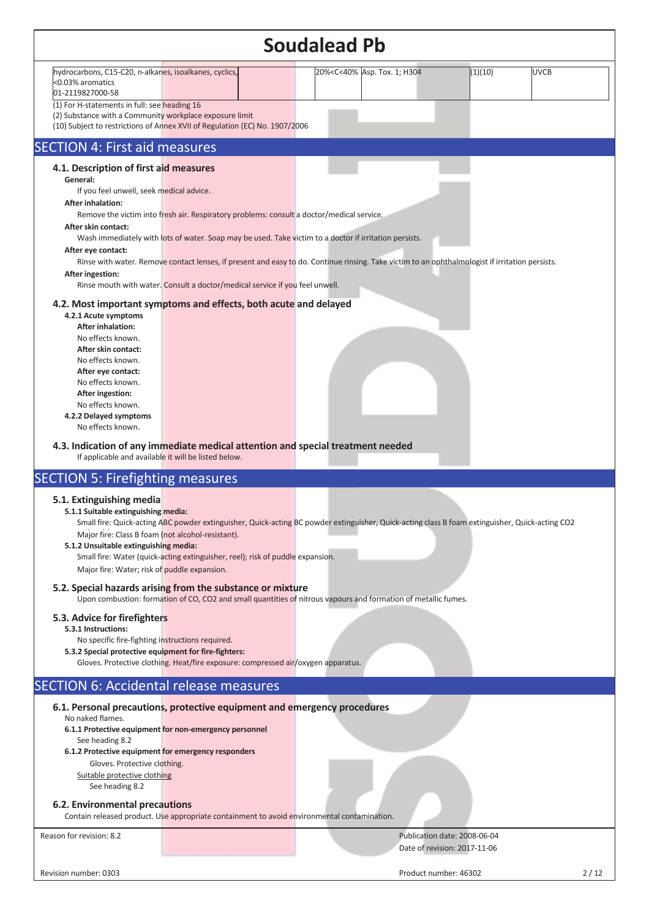| | | | | | |
|---|---|---|---|---|---|
| hydrocarbons, C15-C20, n-alkanes, isoalkanes, cyclics, <0.03% aromatics 01-2119827000-58 | | 20%<C<40% | Asp. Tox. 1; H304 | (1)(10) | UVCB |

(1) For H-statements in full: see heading 16
(2) Substance with a Community workplace exposure limit
(10) Subject to restrictions of Annex XVII of Regulation (EC) No. 1907/2006

## SECTION 4: First aid measures

### 4.1. Description of first aid measures

**General:**

If you feel unwell, seek medical advice.

**After inhalation:**

Remove the victim into fresh air. Respiratory problems: consult a doctor/medical service.

**After skin contact:**

Wash immediately with lots of water. Soap may be used. Take victim to a doctor if irritation persists.

**After eye contact:**

Rinse with water. Remove contact lenses, if present and easy to do. Continue rinsing. Take victim to an ophthalmologist if irritation persists.

**After ingestion:**

Rinse mouth with water. Consult a doctor/medical service if you feel unwell.

### 4.2. Most important symptoms and effects, both acute and delayed

**4.2.1 Acute symptoms**

**After inhalation:**

No effects known.

**After skin contact:**

No effects known.

**After eye contact:**

No effects known.

**After ingestion:**

No effects known.

**4.2.2 Delayed symptoms**

No effects known.

### 4.3. Indication of any immediate medical attention and special treatment needed

If applicable and available it will be listed below.

## SECTION 5: Firefighting measures

### 5.1. Extinguishing media

**5.1.1 Suitable extinguishing media:**

Small fire: Quick-acting ABC powder extinguisher, Quick-acting BC powder extinguisher, Quick-acting class B foam extinguisher, Quick-acting CO2

Major fire: Class B foam (not alcohol-resistant).

**5.1.2 Unsuitable extinguishing media:**

Small fire: Water (quick-acting extinguisher, reel); risk of puddle expansion.

Major fire: Water; risk of puddle expansion.

### 5.2. Special hazards arising from the substance or mixture

Upon combustion: formation of CO, CO2 and small quantities of nitrous vapours and formation of metallic fumes.

### 5.3. Advice for firefighters

**5.3.1 Instructions:**

No specific fire-fighting instructions required.

**5.3.2 Special protective equipment for fire-fighters:**

Gloves. Protective clothing. Heat/fire exposure: compressed air/oxygen apparatus.

## SECTION 6: Accidental release measures

### 6.1. Personal precautions, protective equipment and emergency procedures

No naked flames.

**6.1.1 Protective equipment for non-emergency personnel**

See heading 8.2

**6.1.2 Protective equipment for emergency responders**

Gloves. Protective clothing.

Suitable protective clothing

See heading 8.2

### 6.2. Environmental precautions

Contain released product. Use appropriate containment to avoid environmental contamination.

Reason for revision: 8.2 | Publication date: 2008-06-04 | Date of revision: 2017-11-06

Revision number: 0303 | Product number: 46302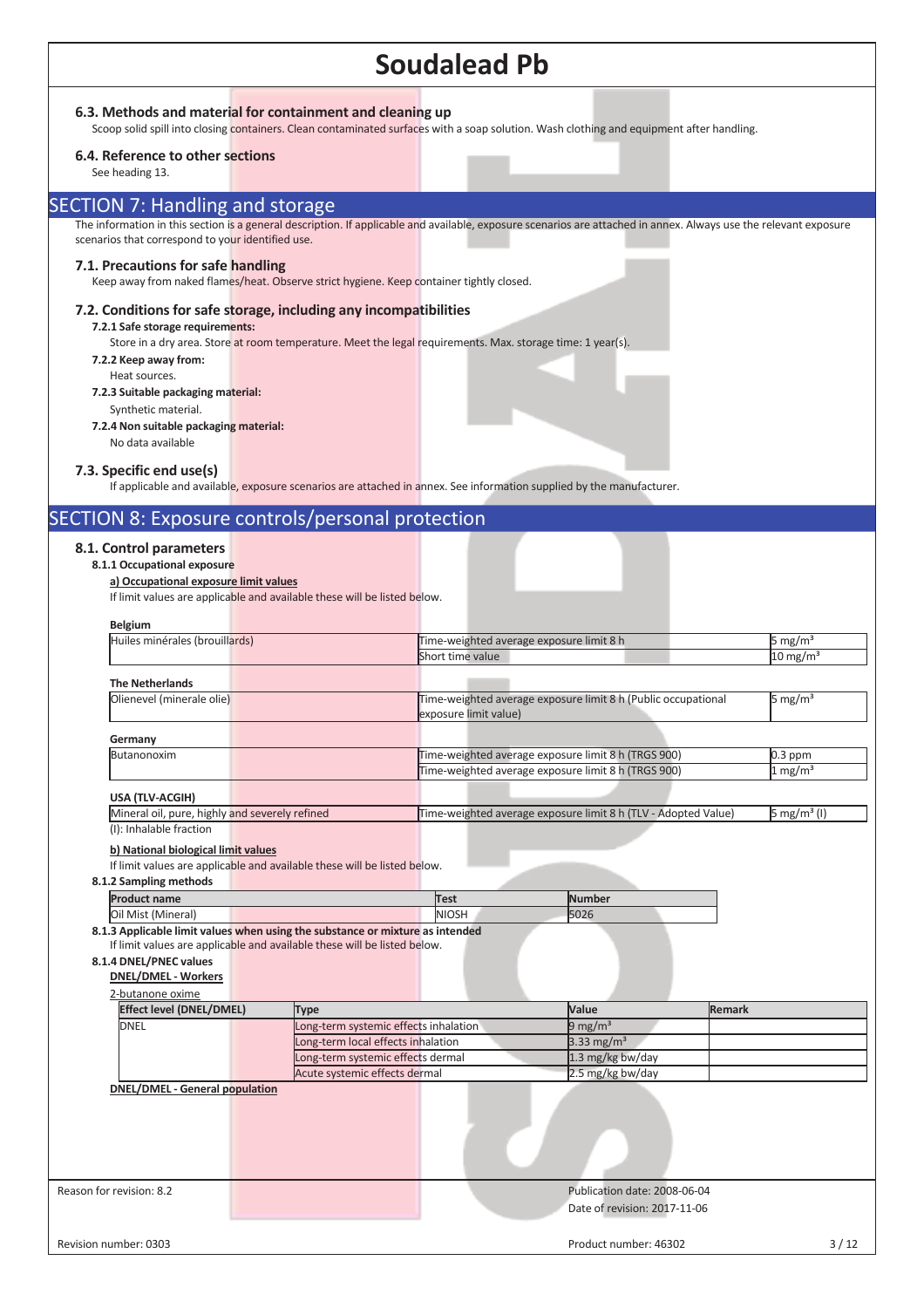### 6.3. Methods and material for containment and cleaning up

Scoop solid spill into closing containers. Clean contaminated surfaces with a soap solution. Wash clothing and equipment after handling.

### 6.4. Reference to other sections

See heading 13.

## SECTION 7: Handling and storage

The information in this section is a general description. If applicable and available, exposure scenarios are attached in annex. Always use the relevant exposure scenarios that correspond to your identified use.

### 7.1. Precautions for safe handling

Keep away from naked flames/heat. Observe strict hygiene. Keep container tightly closed.

### 7.2. Conditions for safe storage, including any incompatibilities

**7.2.1 Safe storage requirements:**

Store in a dry area. Store at room temperature. Meet the legal requirements. Max. storage time: 1 year(s).

**7.2.2 Keep away from:**

Heat sources.

**7.2.3 Suitable packaging material:**

Synthetic material.

**7.2.4 Non suitable packaging material:**

No data available

### 7.3. Specific end use(s)

If applicable and available, exposure scenarios are attached in annex. See information supplied by the manufacturer.

## SECTION 8: Exposure controls/personal protection

### 8.1. Control parameters

**8.1.1 Occupational exposure**

**a) Occupational exposure limit values**

If limit values are applicable and available these will be listed below.

**Belgium**

| | | |
|---|---|---|
| Huiles minérales (brouillards) | Time-weighted average exposure limit 8 h | 5 mg/m³ |
| | Short time value | 10 mg/m³ |

**The Netherlands**

| | | |
|---|---|---|
| Olienevel (minerale olie) | Time-weighted average exposure limit 8 h (Public occupational exposure limit value) | 5 mg/m³ |

**Germany**

| | | |
|---|---|---|
| Butanonoxim | Time-weighted average exposure limit 8 h (TRGS 900) | 0.3 ppm |
| | Time-weighted average exposure limit 8 h (TRGS 900) | 1 mg/m³ |

**USA (TLV-ACGIH)**

| | | |
|---|---|---|
| Mineral oil, pure, highly and severely refined | Time-weighted average exposure limit 8 h (TLV - Adopted Value) | 5 mg/m³ (I) |

(I): Inhalable fraction

**b) National biological limit values**

If limit values are applicable and available these will be listed below.

**8.1.2 Sampling methods**

| Product name | Test | Number |
|---|---|---|
| Oil Mist (Mineral) | NIOSH | 5026 |

**8.1.3 Applicable limit values when using the substance or mixture as intended**

If limit values are applicable and available these will be listed below.

**8.1.4 DNEL/PNEC values**

**DNEL/DMEL - Workers**

2-butanone oxime

| Effect level (DNEL/DMEL) | Type | Value | Remark |
|---|---|---|---|
| DNEL | Long-term systemic effects inhalation | 9 mg/m³ | |
| | Long-term local effects inhalation | 3.33 mg/m³ | |
| | Long-term systemic effects dermal | 1.3 mg/kg bw/day | |
| | Acute systemic effects dermal | 2.5 mg/kg bw/day | |

**DNEL/DMEL - General population**

Reason for revision: 8.2

Publication date: 2008-06-04

Date of revision: 2017-11-06

Revision number: 0303

Product number: 46302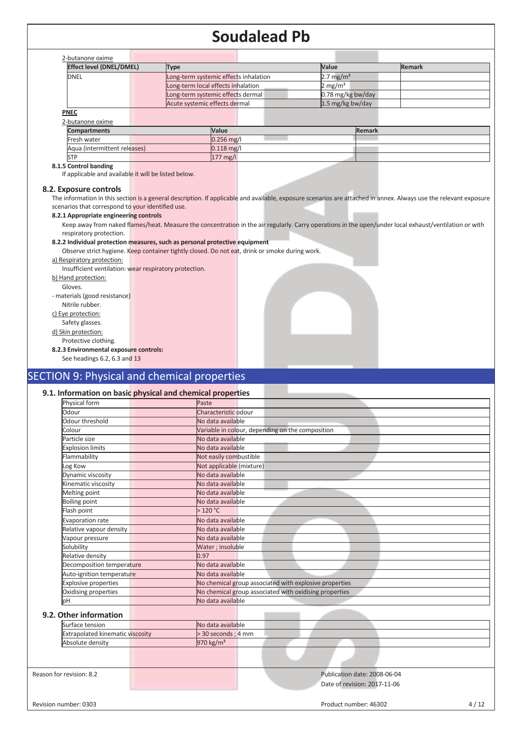2-butanone oxime

| Effect level (DNEL/DMEL) | Type | Value | Remark |
|---|---|---|---|
| DNEL | Long-term systemic effects inhalation | 2.7 mg/m³ | |
| | Long-term local effects inhalation | 2 mg/m³ | |
| | Long-term systemic effects dermal | 0.78 mg/kg bw/day | |
| | Acute systemic effects dermal | 1.5 mg/kg bw/day | |

**PNEC**

2-butanone oxime

| Compartments | Value | Remark |
|---|---|---|
| Fresh water | 0.256 mg/l | |
| Aqua (intermittent releases) | 0.118 mg/l | |
| STP | 177 mg/l | |

**8.1.5 Control banding**

If applicable and available it will be listed below.

## 8.2. Exposure controls

The information in this section is a general description. If applicable and available, exposure scenarios are attached in annex. Always use the relevant exposure scenarios that correspond to your identified use.

**8.2.1 Appropriate engineering controls**

Keep away from naked flames/heat. Measure the concentration in the air regularly. Carry operations in the open/under local exhaust/ventilation or with respiratory protection.

**8.2.2 Individual protection measures, such as personal protective equipment**

Observe strict hygiene. Keep container tightly closed. Do not eat, drink or smoke during work.

a) Respiratory protection:

Insufficient ventilation: wear respiratory protection.

b) Hand protection:

Gloves.

- materials (good resistance)

Nitrile rubber.

c) Eye protection:

Safety glasses.

d) Skin protection:

Protective clothing.

**8.2.3 Environmental exposure controls:**

See headings 6.2, 6.3 and 13

# SECTION 9: Physical and chemical properties

## 9.1. Information on basic physical and chemical properties

| Property | Value |
|---|---|
| Physical form | Paste |
| Odour | Characteristic odour |
| Odour threshold | No data available |
| Colour | Variable in colour, depending on the composition |
| Particle size | No data available |
| Explosion limits | No data available |
| Flammability | Not easily combustible |
| Log Kow | Not applicable (mixture) |
| Dynamic viscosity | No data available |
| Kinematic viscosity | No data available |
| Melting point | No data available |
| Boiling point | No data available |
| Flash point | > 120 °C |
| Evaporation rate | No data available |
| Relative vapour density | No data available |
| Vapour pressure | No data available |
| Solubility | Water ; insoluble |
| Relative density | 0.97 |
| Decomposition temperature | No data available |
| Auto-ignition temperature | No data available |
| Explosive properties | No chemical group associated with explosive properties |
| Oxidising properties | No chemical group associated with oxidising properties |
| pH | No data available |

## 9.2. Other information

| Property | Value |
|---|---|
| Surface tension | No data available |
| Extrapolated kinematic viscosity | > 30 seconds ; 4 mm |
| Absolute density | 970 kg/m³ |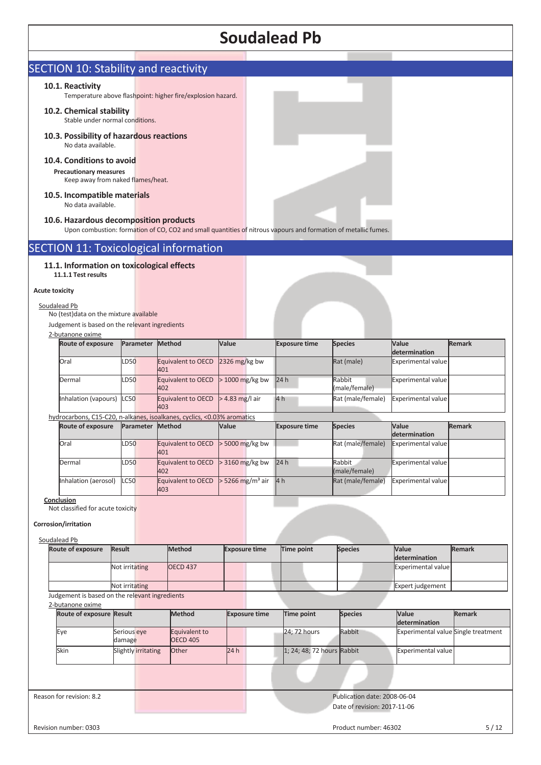## SECTION 10: Stability and reactivity

### 10.1. Reactivity

Temperature above flashpoint: higher fire/explosion hazard.

### 10.2. Chemical stability

Stable under normal conditions.

### 10.3. Possibility of hazardous reactions

No data available.

### 10.4. Conditions to avoid

**Precautionary measures**

Keep away from naked flames/heat.

### 10.5. Incompatible materials

No data available.

### 10.6. Hazardous decomposition products

Upon combustion: formation of CO, CO2 and small quantities of nitrous vapours and formation of metallic fumes.

## SECTION 11: Toxicological information

### 11.1. Information on toxicological effects

**11.1.1 Test results**

**Acute toxicity**

Soudalead Pb

No (test)data on the mixture available

Judgement is based on the relevant ingredients

2-butanone oxime

| Route of exposure | Parameter | Method | Value | Exposure time | Species | Value determination | Remark |
|---|---|---|---|---|---|---|---|
| Oral | LD50 | Equivalent to OECD 401 | 2326 mg/kg bw | | Rat (male) | Experimental value | |
| Dermal | LD50 | Equivalent to OECD 402 | > 1000 mg/kg bw | 24 h | Rabbit (male/female) | Experimental value | |
| Inhalation (vapours) | LC50 | Equivalent to OECD 403 | > 4.83 mg/l air | 4 h | Rat (male/female) | Experimental value | |

hydrocarbons, C15-C20, n-alkanes, isoalkanes, cyclics, <0.03% aromatics

| Route of exposure | Parameter | Method | Value | Exposure time | Species | Value determination | Remark |
|---|---|---|---|---|---|---|---|
| Oral | LD50 | Equivalent to OECD 401 | > 5000 mg/kg bw | | Rat (male/female) | Experimental value | |
| Dermal | LD50 | Equivalent to OECD 402 | > 3160 mg/kg bw | 24 h | Rabbit (male/female) | Experimental value | |
| Inhalation (aerosol) | LC50 | Equivalent to OECD 403 | > 5266 mg/m³ air | 4 h | Rat (male/female) | Experimental value | |

Conclusion

Not classified for acute toxicity

**Corrosion/irritation**

Soudalead Pb

| Route of exposure | Result | Method | Exposure time | Time point | Species | Value determination | Remark |
|---|---|---|---|---|---|---|---|
| | Not irritating | OECD 437 | | | | Experimental value | |
| | Not irritating | | | | | Expert judgement | |

Judgement is based on the relevant ingredients

2-butanone oxime

| Route of exposure | Result | Method | Exposure time | Time point | Species | Value determination | Remark |
|---|---|---|---|---|---|---|---|
| Eye | Serious eye damage | Equivalent to OECD 405 | | 24; 72 hours | Rabbit | Experimental value | Single treatment |
| Skin | Slightly irritating | Other | 24 h | 1; 24; 48; 72 hours | Rabbit | Experimental value | |

Reason for revision: 8.2

Publication date: 2008-06-04

Date of revision: 2017-11-06

Revision number: 0303

Product number: 46302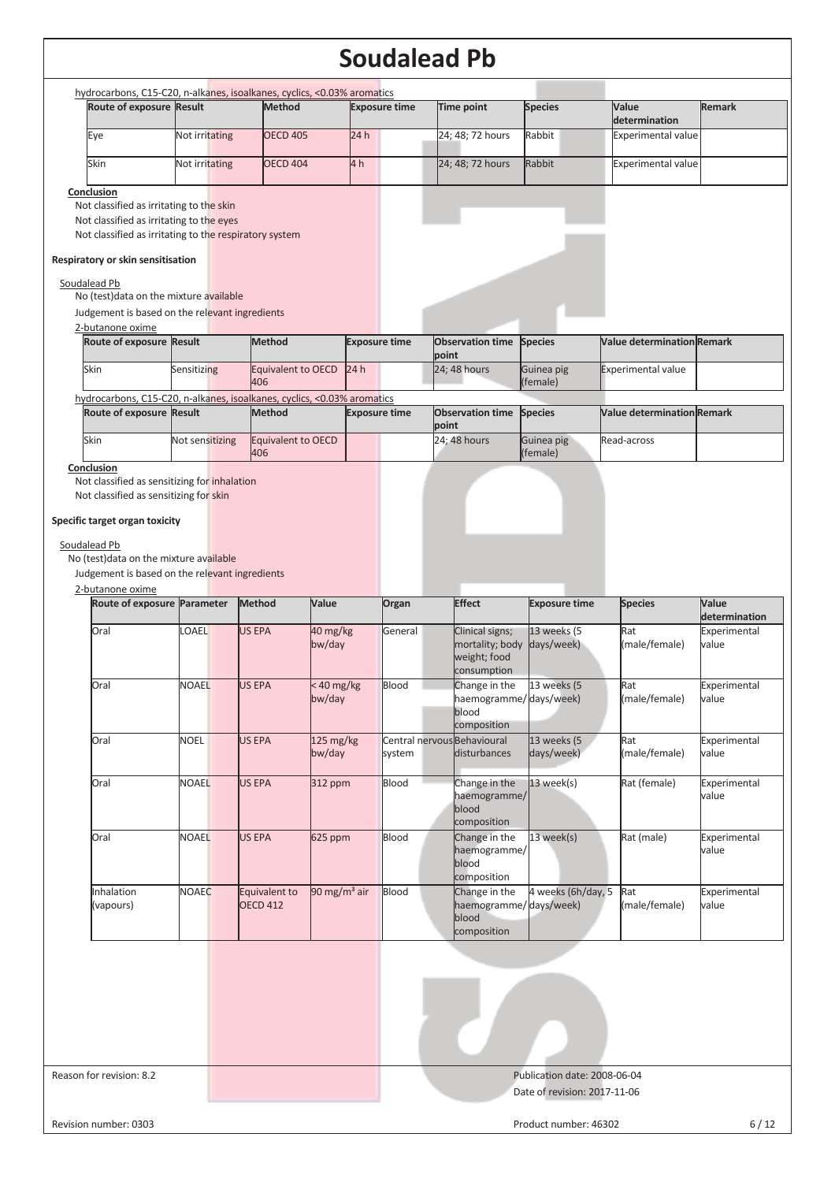hydrocarbons, C15-C20, n-alkanes, isoalkanes, cyclics, <0.03% aromatics

| Route of exposure | Result | Method | Exposure time | Time point | Species | Value determination | Remark |
|---|---|---|---|---|---|---|---|
| Eye | Not irritating | OECD 405 | 24 h | 24; 48; 72 hours | Rabbit | Experimental value | |
| Skin | Not irritating | OECD 404 | 4 h | 24; 48; 72 hours | Rabbit | Experimental value | |

**Conclusion**

Not classified as irritating to the skin

Not classified as irritating to the eyes

Not classified as irritating to the respiratory system

**Respiratory or skin sensitisation**

Soudalead Pb

No (test)data on the mixture available

Judgement is based on the relevant ingredients

2-butanone oxime

| Route of exposure | Result | Method | Exposure time | Observation time point | Species | Value determination | Remark |
|---|---|---|---|---|---|---|---|
| Skin | Sensitizing | Equivalent to OECD 406 | 24 h | 24; 48 hours | Guinea pig (female) | Experimental value | |

hydrocarbons, C15-C20, n-alkanes, isoalkanes, cyclics, <0.03% aromatics

| Route of exposure | Result | Method | Exposure time | Observation time point | Species | Value determination | Remark |
|---|---|---|---|---|---|---|---|
| Skin | Not sensitizing | Equivalent to OECD 406 | | 24; 48 hours | Guinea pig (female) | Read-across | |

**Conclusion**

Not classified as sensitizing for inhalation

Not classified as sensitizing for skin

**Specific target organ toxicity**

Soudalead Pb

No (test)data on the mixture available

Judgement is based on the relevant ingredients

2-butanone oxime

| Route of exposure | Parameter | Method | Value | Organ | Effect | Exposure time | Species | Value determination |
|---|---|---|---|---|---|---|---|---|
| Oral | LOAEL | US EPA | 40 mg/kg bw/day | General | Clinical signs; mortality; body weight; food consumption | 13 weeks (5 days/week) | Rat (male/female) | Experimental value |
| Oral | NOAEL | US EPA | < 40 mg/kg bw/day | Blood | Change in the haemogramme/ blood composition | 13 weeks (5 days/week) | Rat (male/female) | Experimental value |
| Oral | NOEL | US EPA | 125 mg/kg bw/day | Central nervous system | Behavioural disturbances | 13 weeks (5 days/week) | Rat (male/female) | Experimental value |
| Oral | NOAEL | US EPA | 312 ppm | Blood | Change in the haemogramme/ blood composition | 13 week(s) | Rat (female) | Experimental value |
| Oral | NOAEL | US EPA | 625 ppm | Blood | Change in the haemogramme/ blood composition | 13 week(s) | Rat (male) | Experimental value |
| Inhalation (vapours) | NOAEC | Equivalent to OECD 412 | 90 mg/m³ air | Blood | Change in the haemogramme/ blood composition | 4 weeks (6h/day, 5 days/week) | Rat (male/female) | Experimental value |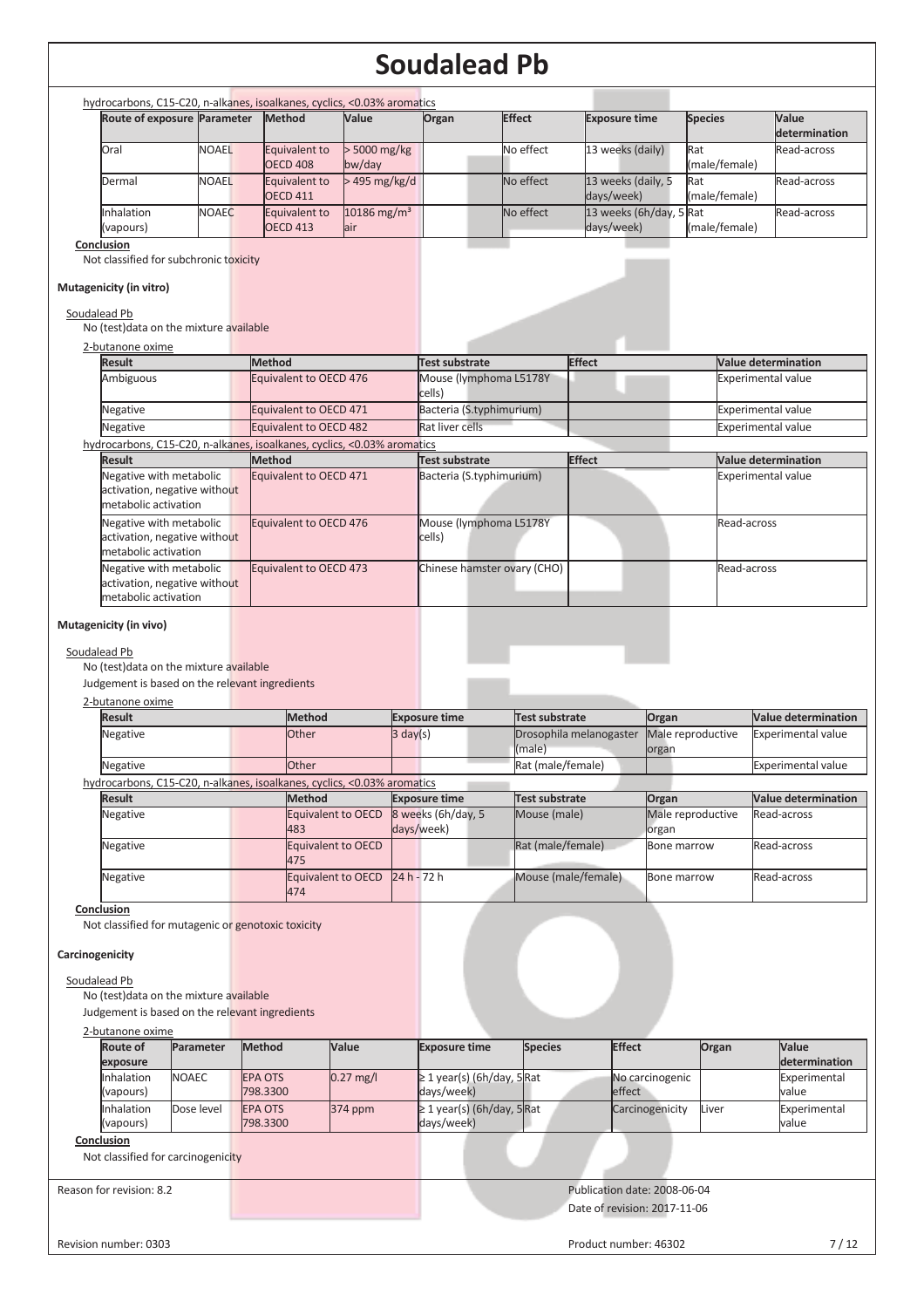# Soudalead Pb

hydrocarbons, C15-C20, n-alkanes, isoalkanes, cyclics, <0.03% aromatics

| Route of exposure | Parameter | Method | Value | Organ | Effect | Exposure time | Species | Value determination |
|---|---|---|---|---|---|---|---|---|
| Oral | NOAEL | Equivalent to OECD 408 | > 5000 mg/kg bw/day | | No effect | 13 weeks (daily) | Rat (male/female) | Read-across |
| Dermal | NOAEL | Equivalent to OECD 411 | > 495 mg/kg/d | | No effect | 13 weeks (daily, 5 days/week) | Rat (male/female) | Read-across |
| Inhalation (vapours) | NOAEC | Equivalent to OECD 413 | 10186 mg/m³ air | | No effect | 13 weeks (6h/day, 5 days/week) | Rat (male/female) | Read-across |

**Conclusion**

Not classified for subchronic toxicity

**Mutagenicity (in vitro)**

Soudalead Pb

No (test)data on the mixture available

2-butanone oxime

| Result | Method | Test substrate | Effect | Value determination |
|---|---|---|---|---|
| Ambiguous | Equivalent to OECD 476 | Mouse (lymphoma L5178Y cells) | | Experimental value |
| Negative | Equivalent to OECD 471 | Bacteria (S.typhimurium) | | Experimental value |
| Negative | Equivalent to OECD 482 | Rat liver cells | | Experimental value |

hydrocarbons, C15-C20, n-alkanes, isoalkanes, cyclics, <0.03% aromatics

| Result | Method | Test substrate | Effect | Value determination |
|---|---|---|---|---|
| Negative with metabolic activation, negative without metabolic activation | Equivalent to OECD 471 | Bacteria (S.typhimurium) | | Experimental value |
| Negative with metabolic activation, negative without metabolic activation | Equivalent to OECD 476 | Mouse (lymphoma L5178Y cells) | | Read-across |
| Negative with metabolic activation, negative without metabolic activation | Equivalent to OECD 473 | Chinese hamster ovary (CHO) | | Read-across |

**Mutagenicity (in vivo)**

Soudalead Pb

No (test)data on the mixture available

Judgement is based on the relevant ingredients

2-butanone oxime

| Result | Method | Exposure time | Test substrate | Organ | Value determination |
|---|---|---|---|---|---|
| Negative | Other | 3 day(s) | Drosophila melanogaster (male) | Male reproductive organ | Experimental value |
| Negative | Other | | Rat (male/female) | | Experimental value |

hydrocarbons, C15-C20, n-alkanes, isoalkanes, cyclics, <0.03% aromatics

| Result | Method | Exposure time | Test substrate | Organ | Value determination |
|---|---|---|---|---|---|
| Negative | Equivalent to OECD 483 | 8 weeks (6h/day, 5 days/week) | Mouse (male) | Male reproductive organ | Read-across |
| Negative | Equivalent to OECD 475 | | Rat (male/female) | Bone marrow | Read-across |
| Negative | Equivalent to OECD 474 | 24 h - 72 h | Mouse (male/female) | Bone marrow | Read-across |

**Conclusion**

Not classified for mutagenic or genotoxic toxicity

**Carcinogenicity**

Soudalead Pb

No (test)data on the mixture available

Judgement is based on the relevant ingredients

2-butanone oxime

| Route of exposure | Parameter | Method | Value | Exposure time | Species | Effect | Organ | Value determination |
|---|---|---|---|---|---|---|---|---|
| Inhalation (vapours) | NOAEC | EPA OTS 798.3300 | 0.27 mg/l | ≥ 1 year(s) (6h/day, 5 days/week) | Rat | No carcinogenic effect | | Experimental value |
| Inhalation (vapours) | Dose level | EPA OTS 798.3300 | 374 ppm | ≥ 1 year(s) (6h/day, 5 days/week) | Rat | Carcinogenicity | Liver | Experimental value |

**Conclusion**

Not classified for carcinogenicity

Reason for revision: 8.2

Publication date: 2008-06-04

Date of revision: 2017-11-06

Revision number: 0303

Product number: 46302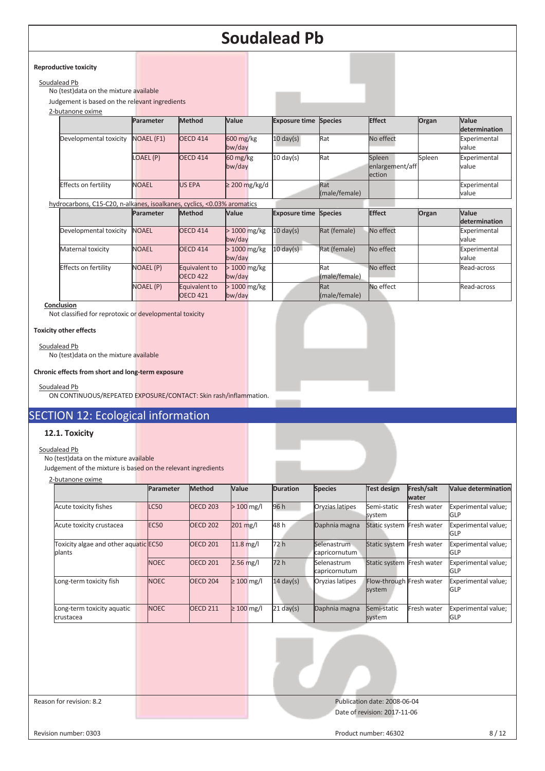#### Reproductive toxicity

Soudalead Pb

No (test)data on the mixture available

Judgement is based on the relevant ingredients

2-butanone oxime

| | Parameter | Method | Value | Exposure time | Species | Effect | Organ | Value determination |
|---|---|---|---|---|---|---|---|---|
| Developmental toxicity | NOAEL (F1) | OECD 414 | 600 mg/kg bw/day | 10 day(s) | Rat | No effect | | Experimental value |
| | LOAEL (P) | OECD 414 | 60 mg/kg bw/day | 10 day(s) | Rat | Spleen enlargement/affection | Spleen | Experimental value |
| Effects on fertility | NOAEL | US EPA | ≥ 200 mg/kg/d | | Rat (male/female) | | | Experimental value |

hydrocarbons, C15-C20, n-alkanes, isoalkanes, cyclics, <0.03% aromatics

| | Parameter | Method | Value | Exposure time | Species | Effect | Organ | Value determination |
|---|---|---|---|---|---|---|---|---|
| Developmental toxicity | NOAEL | OECD 414 | > 1000 mg/kg bw/day | 10 day(s) | Rat (female) | No effect | | Experimental value |
| Maternal toxicity | NOAEL | OECD 414 | > 1000 mg/kg bw/day | 10 day(s) | Rat (female) | No effect | | Experimental value |
| Effects on fertility | NOAEL (P) | Equivalent to OECD 422 | > 1000 mg/kg bw/day | | Rat (male/female) | No effect | | Read-across |
| | NOAEL (P) | Equivalent to OECD 421 | > 1000 mg/kg bw/day | | Rat (male/female) | No effect | | Read-across |

Conclusion

Not classified for reprotoxic or developmental toxicity

#### Toxicity other effects

Soudalead Pb

No (test)data on the mixture available

#### Chronic effects from short and long-term exposure

Soudalead Pb

ON CONTINUOUS/REPEATED EXPOSURE/CONTACT: Skin rash/inflammation.

## SECTION 12: Ecological information

### 12.1. Toxicity

Soudalead Pb

No (test)data on the mixture available

Judgement of the mixture is based on the relevant ingredients

2-butanone oxime

| | Parameter | Method | Value | Duration | Species | Test design | Fresh/salt water | Value determination |
|---|---|---|---|---|---|---|---|---|
| Acute toxicity fishes | LC50 | OECD 203 | > 100 mg/l | 96 h | Oryzias latipes | Semi-static system | Fresh water | Experimental value; GLP |
| Acute toxicity crustacea | EC50 | OECD 202 | 201 mg/l | 48 h | Daphnia magna | Static system | Fresh water | Experimental value; GLP |
| Toxicity algae and other aquatic plants | EC50 | OECD 201 | 11.8 mg/l | 72 h | Selenastrum capricornutum | Static system | Fresh water | Experimental value; GLP |
| | NOEC | OECD 201 | 2.56 mg/l | 72 h | Selenastrum capricornutum | Static system | Fresh water | Experimental value; GLP |
| Long-term toxicity fish | NOEC | OECD 204 | ≥ 100 mg/l | 14 day(s) | Oryzias latipes | Flow-through system | Fresh water | Experimental value; GLP |
| Long-term toxicity aquatic crustacea | NOEC | OECD 211 | ≥ 100 mg/l | 21 day(s) | Daphnia magna | Semi-static system | Fresh water | Experimental value; GLP |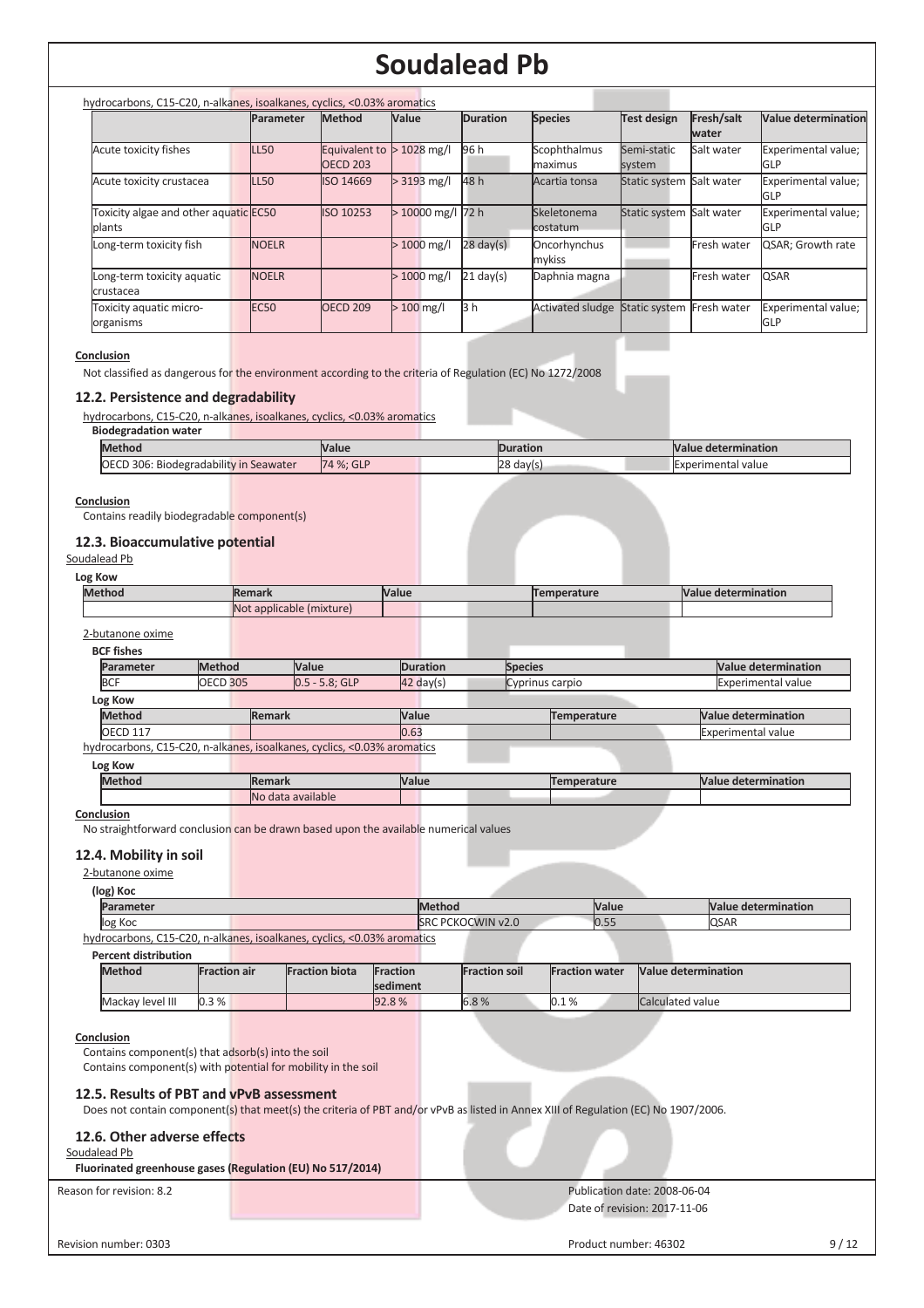hydrocarbons, C15-C20, n-alkanes, isoalkanes, cyclics, <0.03% aromatics

| | Parameter | Method | Value | Duration | Species | Test design | Fresh/salt water | Value determination |
|---|---|---|---|---|---|---|---|---|
| Acute toxicity fishes | LL50 | Equivalent to OECD 203 | > 1028 mg/l | 96 h | Scophthalmus maximus | Semi-static system | Salt water | Experimental value; GLP |
| Acute toxicity crustacea | LL50 | ISO 14669 | > 3193 mg/l | 48 h | Acartia tonsa | Static system | Salt water | Experimental value; GLP |
| Toxicity algae and other aquatic plants | EC50 | ISO 10253 | > 10000 mg/l | 72 h | Skeletonema costatum | Static system | Salt water | Experimental value; GLP |
| Long-term toxicity fish | NOELR | | > 1000 mg/l | 28 day(s) | Oncorhynchus mykiss | | Fresh water | QSAR; Growth rate |
| Long-term toxicity aquatic crustacea | NOELR | | > 1000 mg/l | 21 day(s) | Daphnia magna | | Fresh water | QSAR |
| Toxicity aquatic micro-organisms | EC50 | OECD 209 | > 100 mg/l | 3 h | Activated sludge | Static system | Fresh water | Experimental value; GLP |

**Conclusion**

Not classified as dangerous for the environment according to the criteria of Regulation (EC) No 1272/2008

## 12.2. Persistence and degradability

hydrocarbons, C15-C20, n-alkanes, isoalkanes, cyclics, <0.03% aromatics

**Biodegradation water**

| Method | Value | Duration | Value determination |
|---|---|---|---|
| OECD 306: Biodegradability in Seawater | 74 %; GLP | 28 day(s) | Experimental value |

**Conclusion**

Contains readily biodegradable component(s)

## 12.3. Bioaccumulative potential

Soudalead Pb

**Log Kow**

| Method | Remark | Value | Temperature | Value determination |
|---|---|---|---|---|
| | Not applicable (mixture) | | | |

2-butanone oxime

**BCF fishes**

| Parameter | Method | Value | Duration | Species | Value determination |
|---|---|---|---|---|---|
| BCF | OECD 305 | 0.5 - 5.8; GLP | 42 day(s) | Cyprinus carpio | Experimental value |

**Log Kow**

| Method | Remark | Value | Temperature | Value determination |
|---|---|---|---|---|
| OECD 117 | | 0.63 | | Experimental value |

hydrocarbons, C15-C20, n-alkanes, isoalkanes, cyclics, <0.03% aromatics

**Log Kow**

| Method | Remark | Value | Temperature | Value determination |
|---|---|---|---|---|
| | No data available | | | |

**Conclusion**

No straightforward conclusion can be drawn based upon the available numerical values

## 12.4. Mobility in soil

2-butanone oxime

**(log) Koc**

| Parameter | Method | Value | Value determination |
|---|---|---|---|
| log Koc | SRC PCKOCWIN v2.0 | 0.55 | QSAR |

hydrocarbons, C15-C20, n-alkanes, isoalkanes, cyclics, <0.03% aromatics

**Percent distribution**

| Method | Fraction air | Fraction biota | Fraction sediment | Fraction soil | Fraction water | Value determination |
|---|---|---|---|---|---|---|
| Mackay level III | 0.3 % | | 92.8 % | 6.8 % | 0.1 % | Calculated value |

**Conclusion**

Contains component(s) that adsorb(s) into the soil

Contains component(s) with potential for mobility in the soil

## 12.5. Results of PBT and vPvB assessment

Does not contain component(s) that meet(s) the criteria of PBT and/or vPvB as listed in Annex XIII of Regulation (EC) No 1907/2006.

## 12.6. Other adverse effects

Soudalead Pb

**Fluorinated greenhouse gases (Regulation (EU) No 517/2014)**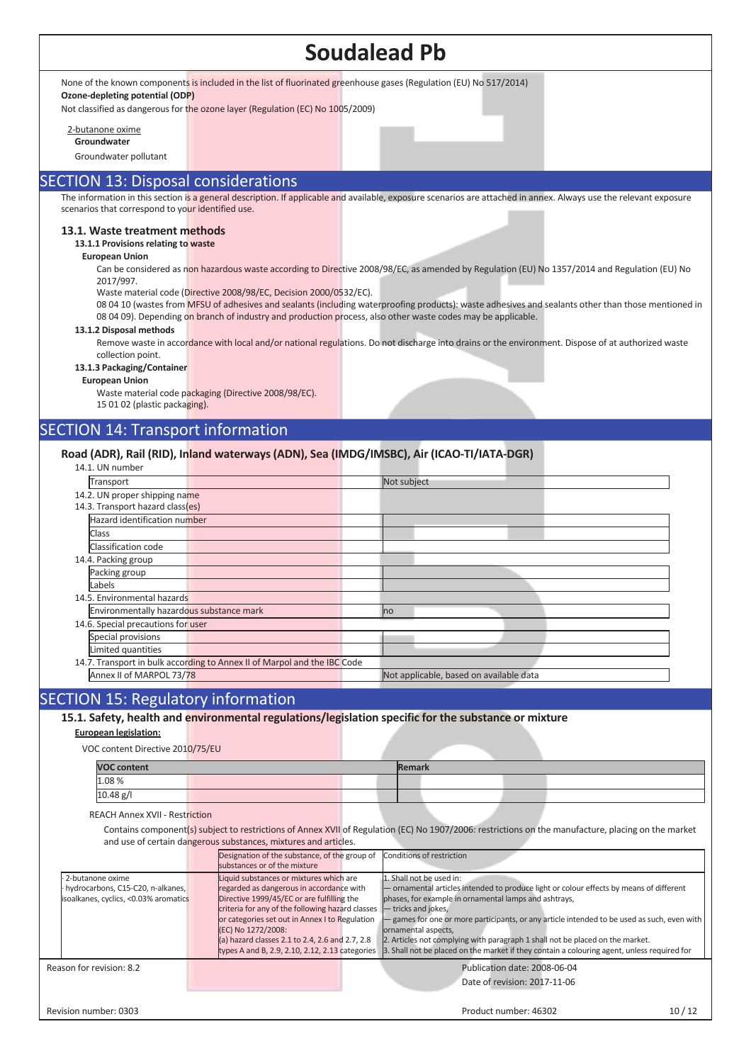# Soudalead Pb

None of the known components is included in the list of fluorinated greenhouse gases (Regulation (EU) No 517/2014)

**Ozone-depleting potential (ODP)**

Not classified as dangerous for the ozone layer (Regulation (EC) No 1005/2009)

2-butanone oxime

**Groundwater**

Groundwater pollutant

## SECTION 13: Disposal considerations

The information in this section is a general description. If applicable and available, exposure scenarios are attached in annex. Always use the relevant exposure scenarios that correspond to your identified use.

### 13.1. Waste treatment methods

**13.1.1 Provisions relating to waste**

**European Union**

Can be considered as non hazardous waste according to Directive 2008/98/EC, as amended by Regulation (EU) No 1357/2014 and Regulation (EU) No 2017/997.

Waste material code (Directive 2008/98/EC, Decision 2000/0532/EC).

08 04 10 (wastes from MFSU of adhesives and sealants (including waterproofing products): waste adhesives and sealants other than those mentioned in 08 04 09). Depending on branch of industry and production process, also other waste codes may be applicable.

**13.1.2 Disposal methods**

Remove waste in accordance with local and/or national regulations. Do not discharge into drains or the environment. Dispose of at authorized waste collection point.

**13.1.3 Packaging/Container**

**European Union**

Waste material code packaging (Directive 2008/98/EC).

15 01 02 (plastic packaging).

## SECTION 14: Transport information

### Road (ADR), Rail (RID), Inland waterways (ADN), Sea (IMDG/IMSBC), Air (ICAO-TI/IATA-DGR)

14.1. UN number

| Transport | Not subject |
|---|---|

14.2. UN proper shipping name

14.3. Transport hazard class(es)

| Hazard identification number | |
|---|---|
| Class | |
| Classification code | |

14.4. Packing group

| Packing group | |
|---|---|
| Labels | |

14.5. Environmental hazards

| Environmentally hazardous substance mark | no |
|---|---|

14.6. Special precautions for user

| Special provisions | |
|---|---|
| Limited quantities | |

14.7. Transport in bulk according to Annex II of Marpol and the IBC Code

| Annex II of MARPOL 73/78 | Not applicable, based on available data |
|---|---|

## SECTION 15: Regulatory information

### 15.1. Safety, health and environmental regulations/legislation specific for the substance or mixture

**European legislation:**

VOC content Directive 2010/75/EU

| VOC content | Remark |
|---|---|
| 1.08 % | |
| 10.48 g/l | |

REACH Annex XVII - Restriction

Contains component(s) subject to restrictions of Annex XVII of Regulation (EC) No 1907/2006: restrictions on the manufacture, placing on the market and use of certain dangerous substances, mixtures and articles.

| | Designation of the substance, of the group of substances or of the mixture | Conditions of restriction |
|---|---|---|
| · 2-butanone oxime<br>· hydrocarbons, C15-C20, n-alkanes, isoalkanes, cyclics, <0.03% aromatics | Liquid substances or mixtures which are regarded as dangerous in accordance with Directive 1999/45/EC or are fulfilling the criteria for any of the following hazard classes or categories set out in Annex I to Regulation (EC) No 1272/2008:<br>(a) hazard classes 2.1 to 2.4, 2.6 and 2.7, 2.8 types A and B, 2.9, 2.10, 2.12, 2.13 categories | 1. Shall not be used in:<br>— ornamental articles intended to produce light or colour effects by means of different phases, for example in ornamental lamps and ashtrays,<br>— tricks and jokes,<br>— games for one or more participants, or any article intended to be used as such, even with ornamental aspects,<br>2. Articles not complying with paragraph 1 shall not be placed on the market.<br>3. Shall not be placed on the market if they contain a colouring agent, unless required for |

Reason for revision: 8.2

Publication date: 2008-06-04

Date of revision: 2017-11-06

Revision number: 0303

Product number: 46302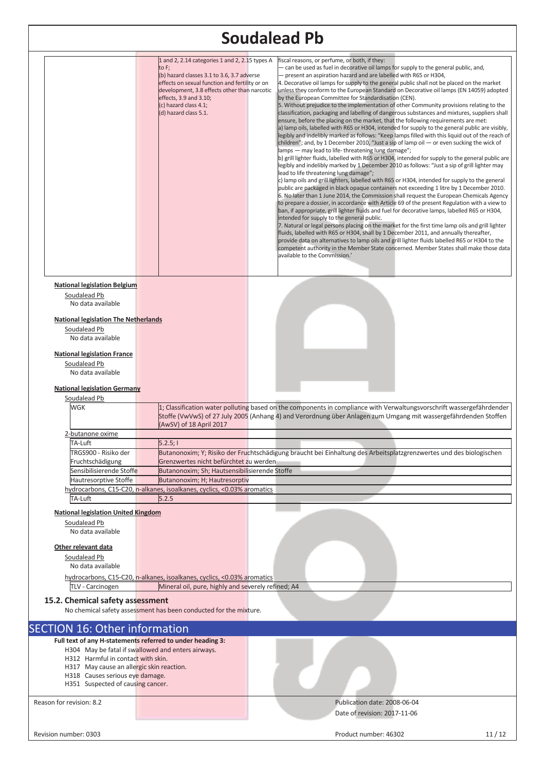| | 1 and 2, 2.14 categories 1 and 2, 2.15 types A to F;<br>(b) hazard classes 3.1 to 3.6, 3.7 adverse effects on sexual function and fertility or on development, 3.8 effects other than narcotic effects, 3.9 and 3.10;<br>(c) hazard class 4.1;<br>(d) hazard class 5.1. | fiscal reasons, or perfume, or both, if they:<br>— can be used as fuel in decorative oil lamps for supply to the general public, and,<br>— present an aspiration hazard and are labelled with R65 or H304,<br>4. Decorative oil lamps for supply to the general public shall not be placed on the market unless they conform to the European Standard on Decorative oil lamps (EN 14059) adopted by the European Committee for Standardisation (CEN).<br>5. Without prejudice to the implementation of other Community provisions relating to the classification, packaging and labelling of dangerous substances and mixtures, suppliers shall ensure, before the placing on the market, that the following requirements are met:<br>a) lamp oils, labelled with R65 or H304, intended for supply to the general public are visibly, legibly and indelibly marked as follows: "Keep lamps filled with this liquid out of the reach of children"; and, by 1 December 2010, "Just a sip of lamp oil — or even sucking the wick of lamps — may lead to life- threatening lung damage";<br>b) grill lighter fluids, labelled with R65 or H304, intended for supply to the general public are legibly and indelibly marked by 1 December 2010 as follows: "Just a sip of grill lighter may lead to life threatening lung damage";<br>c) lamp oils and grill lighters, labelled with R65 or H304, intended for supply to the general public are packaged in black opaque containers not exceeding 1 litre by 1 December 2010.<br>6. No later than 1 June 2014, the Commission shall request the European Chemicals Agency to prepare a dossier, in accordance with Article 69 of the present Regulation with a view to ban, if appropriate, grill lighter fluids and fuel for decorative lamps, labelled R65 or H304, intended for supply to the general public.<br>7. Natural or legal persons placing on the market for the first time lamp oils and grill lighter fluids, labelled with R65 or H304, shall by 1 December 2011, and annually thereafter, provide data on alternatives to lamp oils and grill lighter fluids labelled R65 or H304 to the competent authority in the Member State concerned. Member States shall make those data available to the Commission.' |
|---|---|---|

**National legislation Belgium**

Soudalead Pb

No data available

**National legislation The Netherlands**

Soudalead Pb

No data available

**National legislation France**

Soudalead Pb

No data available

**National legislation Germany**

Soudalead Pb

| | |
|---|---|
| WGK | 1; Classification water polluting based on the components in compliance with Verwaltungsvorschrift wassergefährdender Stoffe (VwVwS) of 27 July 2005 (Anhang 4) and Verordnung über Anlagen zum Umgang mit wassergefährdenden Stoffen (AwSV) of 18 April 2017 |

2-butanone oxime

| | |
|---|---|
| TA-Luft | 5.2.5; I |
| TRGS900 - Risiko der Fruchtschädigung | Butanonoxim; Y; Risiko der Fruchtschädigung braucht bei Einhaltung des Arbeitsplatzgrenzwertes und des biologischen Grenzwertes nicht befürchtet zu werden |
| Sensibilisierende Stoffe | Butanonoxim; Sh; Hautsensibilisierende Stoffe |
| Hautresorptive Stoffe | Butanonoxim; H; Hautresorptiv |

hydrocarbons, C15-C20, n-alkanes, isoalkanes, cyclics, <0.03% aromatics

| | |
|---|---|
| TA-Luft | 5.2.5 |

**National legislation United Kingdom**

Soudalead Pb

No data available

**Other relevant data**

Soudalead Pb

No data available

hydrocarbons, C15-C20, n-alkanes, isoalkanes, cyclics, <0.03% aromatics

| | |
|---|---|
| TLV - Carcinogen | Mineral oil, pure, highly and severely refined; A4 |

### 15.2. Chemical safety assessment

No chemical safety assessment has been conducted for the mixture.

## SECTION 16: Other information

**Full text of any H-statements referred to under heading 3:**

H304 May be fatal if swallowed and enters airways.
H312 Harmful in contact with skin.
H317 May cause an allergic skin reaction.
H318 Causes serious eye damage.
H351 Suspected of causing cancer.

Reason for revision: 8.2

Publication date: 2008-06-04

Date of revision: 2017-11-06

Revision number: 0303

Product number: 46302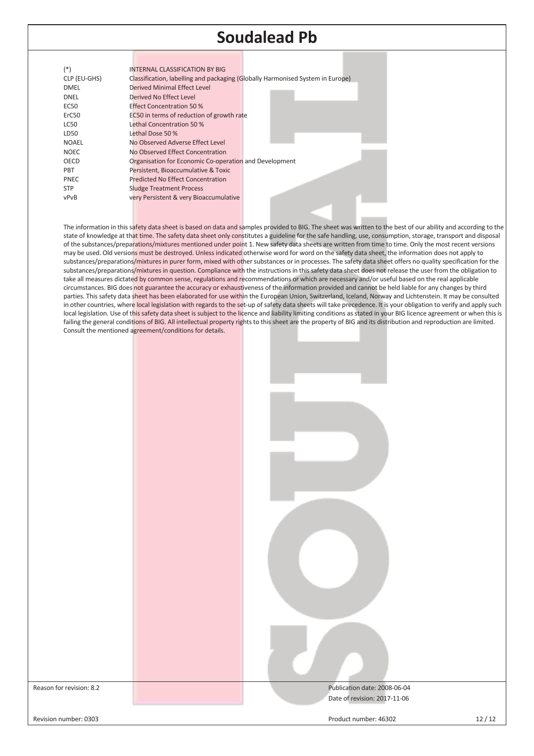| | |
|---|---|
| (*) | INTERNAL CLASSIFICATION BY BIG |
| CLP (EU-GHS) | Classification, labelling and packaging (Globally Harmonised System in Europe) |
| DMEL | Derived Minimal Effect Level |
| DNEL | Derived No Effect Level |
| EC50 | Effect Concentration 50 % |
| ErC50 | EC50 in terms of reduction of growth rate |
| LC50 | Lethal Concentration 50 % |
| LD50 | Lethal Dose 50 % |
| NOAEL | No Observed Adverse Effect Level |
| NOEC | No Observed Effect Concentration |
| OECD | Organisation for Economic Co-operation and Development |
| PBT | Persistent, Bioaccumulative & Toxic |
| PNEC | Predicted No Effect Concentration |
| STP | Sludge Treatment Process |
| vPvB | very Persistent & very Bioaccumulative |

The information in this safety data sheet is based on data and samples provided to BIG. The sheet was written to the best of our ability and according to the state of knowledge at that time. The safety data sheet only constitutes a guideline for the safe handling, use, consumption, storage, transport and disposal of the substances/preparations/mixtures mentioned under point 1. New safety data sheets are written from time to time. Only the most recent versions may be used. Old versions must be destroyed. Unless indicated otherwise word for word on the safety data sheet, the information does not apply to substances/preparations/mixtures in purer form, mixed with other substances or in processes. The safety data sheet offers no quality specification for the substances/preparations/mixtures in question. Compliance with the instructions in this safety data sheet does not release the user from the obligation to take all measures dictated by common sense, regulations and recommendations or which are necessary and/or useful based on the real applicable circumstances. BIG does not guarantee the accuracy or exhaustiveness of the information provided and cannot be held liable for any changes by third parties. This safety data sheet has been elaborated for use within the European Union, Switzerland, Iceland, Norway and Lichtenstein. It may be consulted in other countries, where local legislation with regards to the set-up of safety data sheets will take precedence. It is your obligation to verify and apply such local legislation. Use of this safety data sheet is subject to the licence and liability limiting conditions as stated in your BIG licence agreement or when this is failing the general conditions of BIG. All intellectual property rights to this sheet are the property of BIG and its distribution and reproduction are limited. Consult the mentioned agreement/conditions for details.